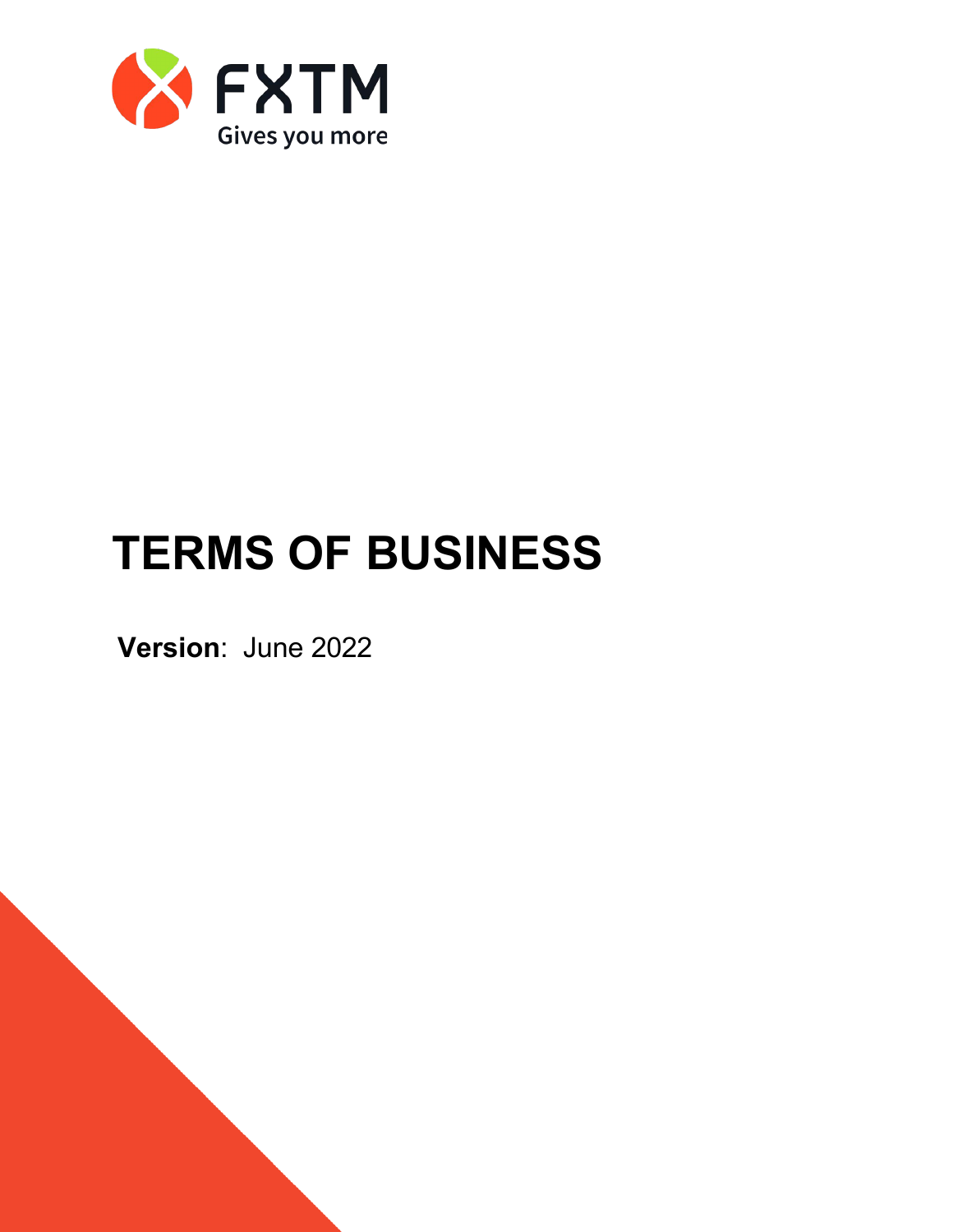FXTM

Gives you more

# TERMS OF BUSINESS

**Version**: June 2022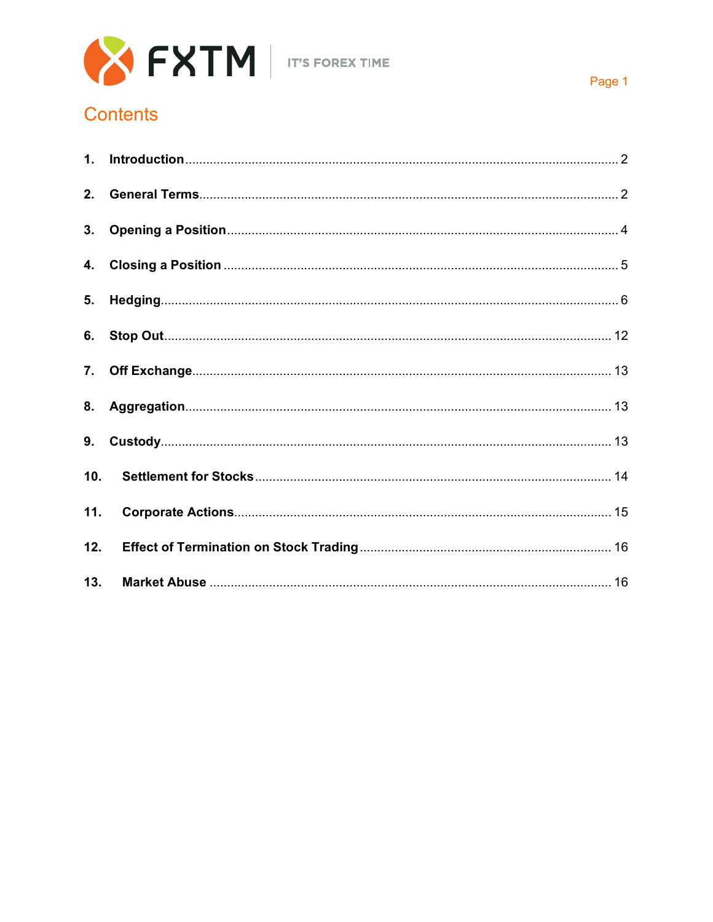# Contents

1. **Introduction** .......... 2
2. **General Terms** .......... 2
3. **Opening a Position** .......... 4
4. **Closing a Position** .......... 5
5. **Hedging** .......... 6
6. **Stop Out** .......... 12
7. **Off Exchange** .......... 13
8. **Aggregation** .......... 13
9. **Custody** .......... 13
10. **Settlement for Stocks** .......... 14
11. **Corporate Actions** .......... 15
12. **Effect of Termination on Stock Trading** .......... 16
13. **Market Abuse** .......... 16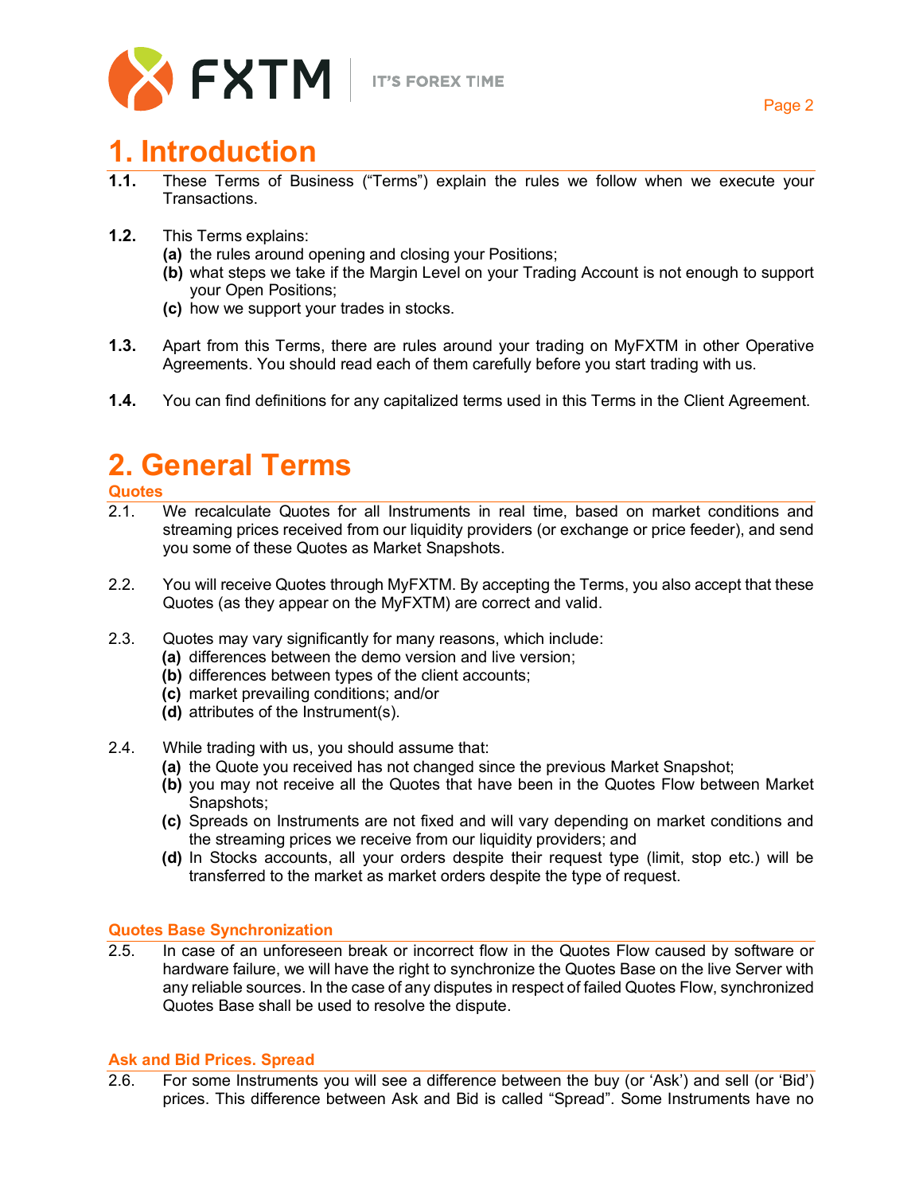# 1. Introduction

**1.1.** These Terms of Business ("Terms") explain the rules we follow when we execute your Transactions.

**1.2.** This Terms explains:
- **(a)** the rules around opening and closing your Positions;
- **(b)** what steps we take if the Margin Level on your Trading Account is not enough to support your Open Positions;
- **(c)** how we support your trades in stocks.

**1.3.** Apart from this Terms, there are rules around your trading on MyFXTM in other Operative Agreements. You should read each of them carefully before you start trading with us.

**1.4.** You can find definitions for any capitalized terms used in this Terms in the Client Agreement.

# 2. General Terms

### Quotes

2.1. We recalculate Quotes for all Instruments in real time, based on market conditions and streaming prices received from our liquidity providers (or exchange or price feeder), and send you some of these Quotes as Market Snapshots.

2.2. You will receive Quotes through MyFXTM. By accepting the Terms, you also accept that these Quotes (as they appear on the MyFXTM) are correct and valid.

2.3. Quotes may vary significantly for many reasons, which include:
- **(a)** differences between the demo version and live version;
- **(b)** differences between types of the client accounts;
- **(c)** market prevailing conditions; and/or
- **(d)** attributes of the Instrument(s).

2.4. While trading with us, you should assume that:
- **(a)** the Quote you received has not changed since the previous Market Snapshot;
- **(b)** you may not receive all the Quotes that have been in the Quotes Flow between Market Snapshots;
- **(c)** Spreads on Instruments are not fixed and will vary depending on market conditions and the streaming prices we receive from our liquidity providers; and
- **(d)** In Stocks accounts, all your orders despite their request type (limit, stop etc.) will be transferred to the market as market orders despite the type of request.

### Quotes Base Synchronization

2.5. In case of an unforeseen break or incorrect flow in the Quotes Flow caused by software or hardware failure, we will have the right to synchronize the Quotes Base on the live Server with any reliable sources. In the case of any disputes in respect of failed Quotes Flow, synchronized Quotes Base shall be used to resolve the dispute.

### Ask and Bid Prices. Spread

2.6. For some Instruments you will see a difference between the buy (or 'Ask') and sell (or 'Bid') prices. This difference between Ask and Bid is called "Spread". Some Instruments have no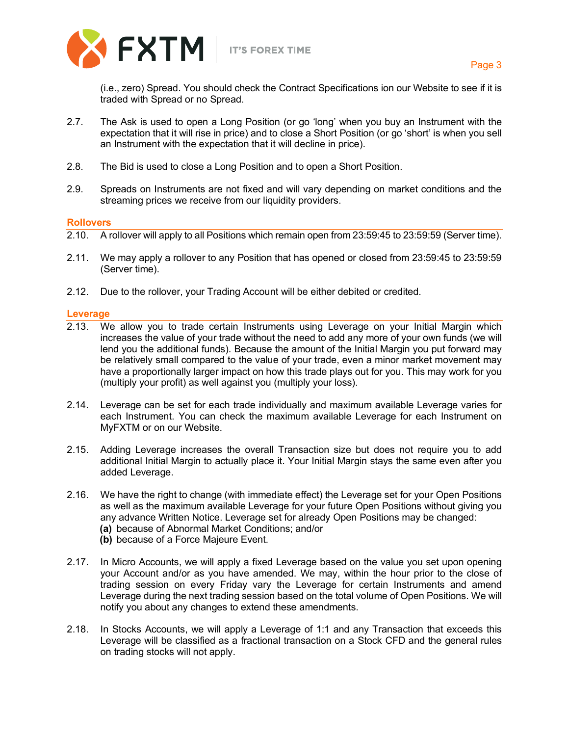(i.e., zero) Spread. You should check the Contract Specifications ion our Website to see if it is traded with Spread or no Spread.

2.7. The Ask is used to open a Long Position (or go 'long' when you buy an Instrument with the expectation that it will rise in price) and to close a Short Position (or go 'short' is when you sell an Instrument with the expectation that it will decline in price).

2.8. The Bid is used to close a Long Position and to open a Short Position.

2.9. Spreads on Instruments are not fixed and will vary depending on market conditions and the streaming prices we receive from our liquidity providers.

## Rollovers

2.10. A rollover will apply to all Positions which remain open from 23:59:45 to 23:59:59 (Server time).

2.11. We may apply a rollover to any Position that has opened or closed from 23:59:45 to 23:59:59 (Server time).

2.12. Due to the rollover, your Trading Account will be either debited or credited.

## Leverage

2.13. We allow you to trade certain Instruments using Leverage on your Initial Margin which increases the value of your trade without the need to add any more of your own funds (we will lend you the additional funds). Because the amount of the Initial Margin you put forward may be relatively small compared to the value of your trade, even a minor market movement may have a proportionally larger impact on how this trade plays out for you. This may work for you (multiply your profit) as well against you (multiply your loss).

2.14. Leverage can be set for each trade individually and maximum available Leverage varies for each Instrument. You can check the maximum available Leverage for each Instrument on MyFXTM or on our Website.

2.15. Adding Leverage increases the overall Transaction size but does not require you to add additional Initial Margin to actually place it. Your Initial Margin stays the same even after you added Leverage.

2.16. We have the right to change (with immediate effect) the Leverage set for your Open Positions as well as the maximum available Leverage for your future Open Positions without giving you any advance Written Notice. Leverage set for already Open Positions may be changed:
**(a)** because of Abnormal Market Conditions; and/or
**(b)** because of a Force Majeure Event.

2.17. In Micro Accounts, we will apply a fixed Leverage based on the value you set upon opening your Account and/or as you have amended. We may, within the hour prior to the close of trading session on every Friday vary the Leverage for certain Instruments and amend Leverage during the next trading session based on the total volume of Open Positions. We will notify you about any changes to extend these amendments.

2.18. In Stocks Accounts, we will apply a Leverage of 1:1 and any Transaction that exceeds this Leverage will be classified as a fractional transaction on a Stock CFD and the general rules on trading stocks will not apply.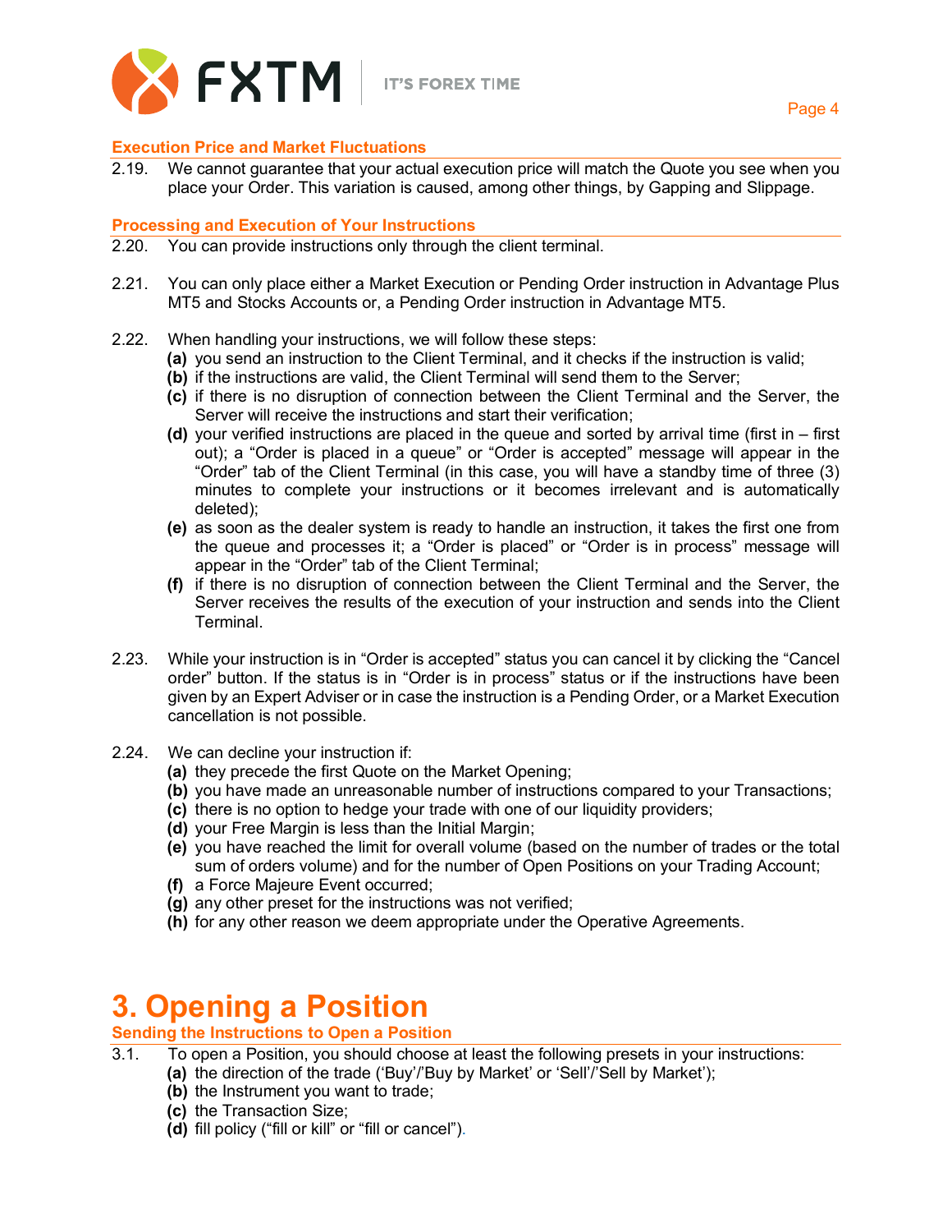### Execution Price and Market Fluctuations

2.19. We cannot guarantee that your actual execution price will match the Quote you see when you place your Order. This variation is caused, among other things, by Gapping and Slippage.

### Processing and Execution of Your Instructions

2.20. You can provide instructions only through the client terminal.

2.21. You can only place either a Market Execution or Pending Order instruction in Advantage Plus MT5 and Stocks Accounts or, a Pending Order instruction in Advantage MT5.

2.22. When handling your instructions, we will follow these steps:

- **(a)** you send an instruction to the Client Terminal, and it checks if the instruction is valid;
- **(b)** if the instructions are valid, the Client Terminal will send them to the Server;
- **(c)** if there is no disruption of connection between the Client Terminal and the Server, the Server will receive the instructions and start their verification;
- **(d)** your verified instructions are placed in the queue and sorted by arrival time (first in – first out); a "Order is placed in a queue" or "Order is accepted" message will appear in the "Order" tab of the Client Terminal (in this case, you will have a standby time of three (3) minutes to complete your instructions or it becomes irrelevant and is automatically deleted);
- **(e)** as soon as the dealer system is ready to handle an instruction, it takes the first one from the queue and processes it; a "Order is placed" or "Order is in process" message will appear in the "Order" tab of the Client Terminal;
- **(f)** if there is no disruption of connection between the Client Terminal and the Server, the Server receives the results of the execution of your instruction and sends into the Client Terminal.

2.23. While your instruction is in "Order is accepted" status you can cancel it by clicking the "Cancel order" button. If the status is in "Order is in process" status or if the instructions have been given by an Expert Adviser or in case the instruction is a Pending Order, or a Market Execution cancellation is not possible.

2.24. We can decline your instruction if:

- **(a)** they precede the first Quote on the Market Opening;
- **(b)** you have made an unreasonable number of instructions compared to your Transactions;
- **(c)** there is no option to hedge your trade with one of our liquidity providers;
- **(d)** your Free Margin is less than the Initial Margin;
- **(e)** you have reached the limit for overall volume (based on the number of trades or the total sum of orders volume) and for the number of Open Positions on your Trading Account;
- **(f)** a Force Majeure Event occurred;
- **(g)** any other preset for the instructions was not verified;
- **(h)** for any other reason we deem appropriate under the Operative Agreements.

# 3. Opening a Position

### Sending the Instructions to Open a Position

3.1. To open a Position, you should choose at least the following presets in your instructions:

- **(a)** the direction of the trade ('Buy'/'Buy by Market' or 'Sell'/'Sell by Market');
- **(b)** the Instrument you want to trade;
- **(c)** the Transaction Size;
- **(d)** fill policy ("fill or kill" or "fill or cancel").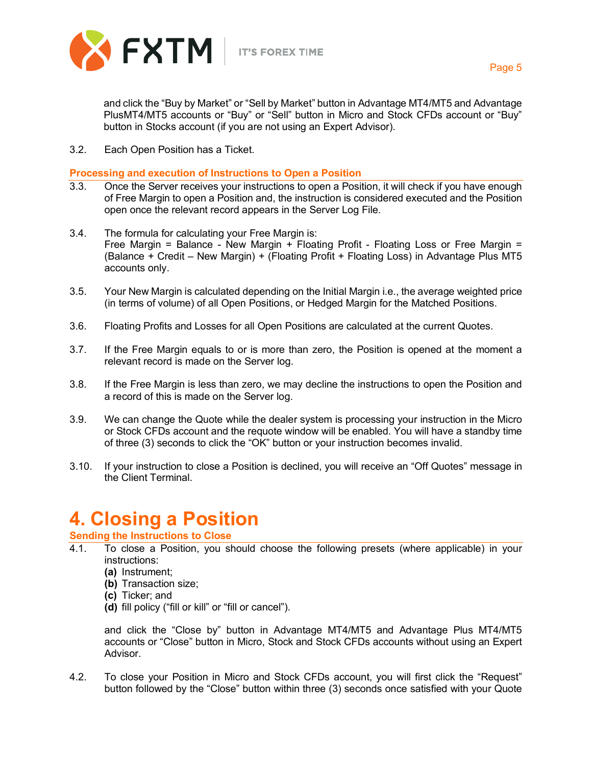and click the "Buy by Market" or "Sell by Market" button in Advantage MT4/MT5 and Advantage PlusMT4/MT5 accounts or "Buy" or "Sell" button in Micro and Stock CFDs account or "Buy" button in Stocks account (if you are not using an Expert Advisor).

3.2. Each Open Position has a Ticket.

### Processing and execution of Instructions to Open a Position

3.3. Once the Server receives your instructions to open a Position, it will check if you have enough of Free Margin to open a Position and, the instruction is considered executed and the Position open once the relevant record appears in the Server Log File.

3.4. The formula for calculating your Free Margin is:
Free Margin = Balance - New Margin + Floating Profit - Floating Loss or Free Margin = (Balance + Credit – New Margin) + (Floating Profit + Floating Loss) in Advantage Plus MT5 accounts only.

3.5. Your New Margin is calculated depending on the Initial Margin i.e., the average weighted price (in terms of volume) of all Open Positions, or Hedged Margin for the Matched Positions.

3.6. Floating Profits and Losses for all Open Positions are calculated at the current Quotes.

3.7. If the Free Margin equals to or is more than zero, the Position is opened at the moment a relevant record is made on the Server log.

3.8. If the Free Margin is less than zero, we may decline the instructions to open the Position and a record of this is made on the Server log.

3.9. We can change the Quote while the dealer system is processing your instruction in the Micro or Stock CFDs account and the requote window will be enabled. You will have a standby time of three (3) seconds to click the "OK" button or your instruction becomes invalid.

3.10. If your instruction to close a Position is declined, you will receive an "Off Quotes" message in the Client Terminal.

# 4. Closing a Position

### Sending the Instructions to Close

4.1. To close a Position, you should choose the following presets (where applicable) in your instructions:
**(a)** Instrument;
**(b)** Transaction size;
**(c)** Ticker; and
**(d)** fill policy ("fill or kill" or "fill or cancel").

and click the "Close by" button in Advantage MT4/MT5 and Advantage Plus MT4/MT5 accounts or "Close" button in Micro, Stock and Stock CFDs accounts without using an Expert Advisor.

4.2. To close your Position in Micro and Stock CFDs account, you will first click the "Request" button followed by the "Close" button within three (3) seconds once satisfied with your Quote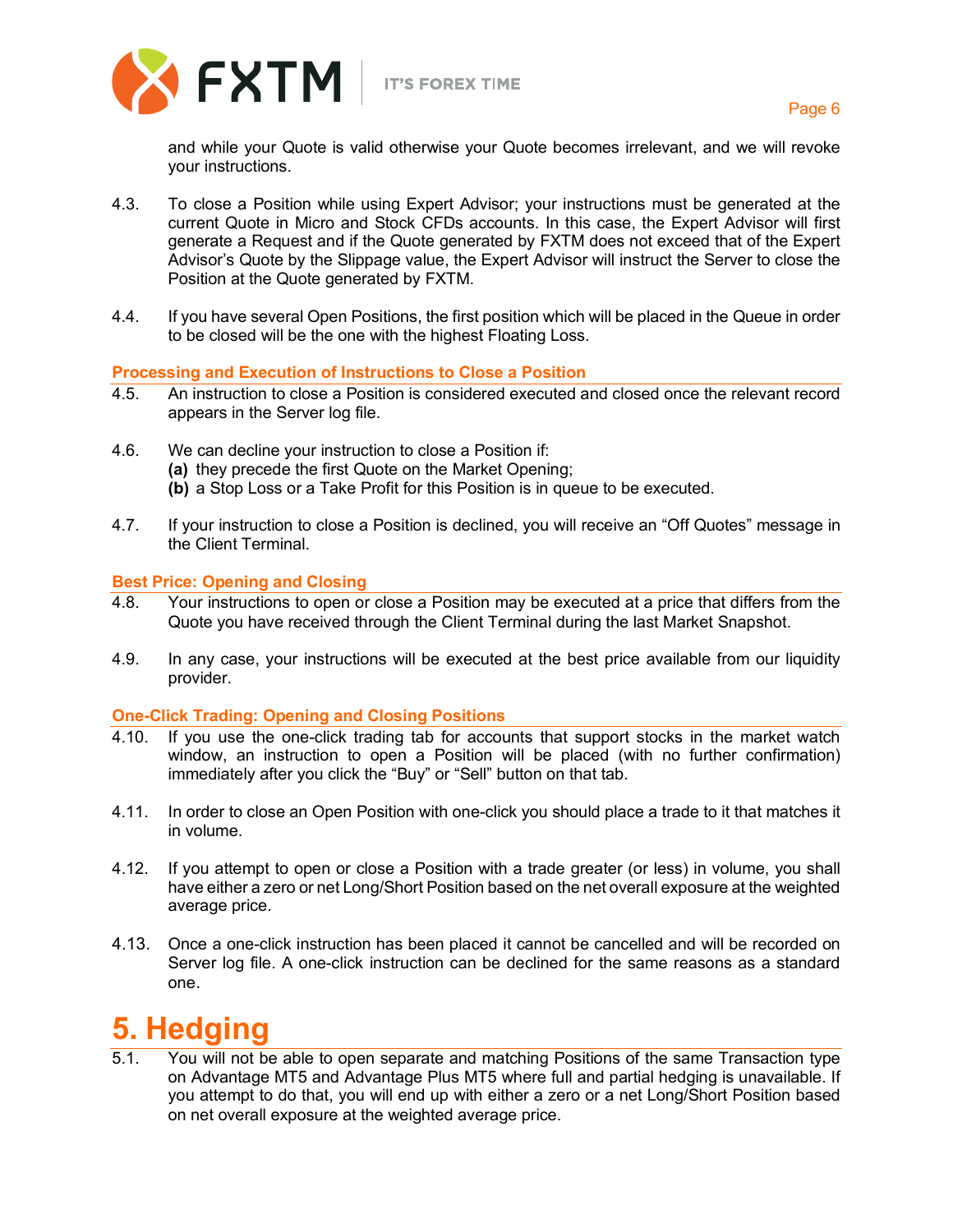and while your Quote is valid otherwise your Quote becomes irrelevant, and we will revoke your instructions.

4.3. To close a Position while using Expert Advisor; your instructions must be generated at the current Quote in Micro and Stock CFDs accounts. In this case, the Expert Advisor will first generate a Request and if the Quote generated by FXTM does not exceed that of the Expert Advisor's Quote by the Slippage value, the Expert Advisor will instruct the Server to close the Position at the Quote generated by FXTM.

4.4. If you have several Open Positions, the first position which will be placed in the Queue in order to be closed will be the one with the highest Floating Loss.

### Processing and Execution of Instructions to Close a Position

4.5. An instruction to close a Position is considered executed and closed once the relevant record appears in the Server log file.

4.6. We can decline your instruction to close a Position if:
**(a)** they precede the first Quote on the Market Opening;
**(b)** a Stop Loss or a Take Profit for this Position is in queue to be executed.

4.7. If your instruction to close a Position is declined, you will receive an "Off Quotes" message in the Client Terminal.

### Best Price: Opening and Closing

4.8. Your instructions to open or close a Position may be executed at a price that differs from the Quote you have received through the Client Terminal during the last Market Snapshot.

4.9. In any case, your instructions will be executed at the best price available from our liquidity provider.

### One-Click Trading: Opening and Closing Positions

4.10. If you use the one-click trading tab for accounts that support stocks in the market watch window, an instruction to open a Position will be placed (with no further confirmation) immediately after you click the "Buy" or "Sell" button on that tab.

4.11. In order to close an Open Position with one-click you should place a trade to it that matches it in volume.

4.12. If you attempt to open or close a Position with a trade greater (or less) in volume, you shall have either a zero or net Long/Short Position based on the net overall exposure at the weighted average price.

4.13. Once a one-click instruction has been placed it cannot be cancelled and will be recorded on Server log file. A one-click instruction can be declined for the same reasons as a standard one.

# 5. Hedging

5.1. You will not be able to open separate and matching Positions of the same Transaction type on Advantage MT5 and Advantage Plus MT5 where full and partial hedging is unavailable. If you attempt to do that, you will end up with either a zero or a net Long/Short Position based on net overall exposure at the weighted average price.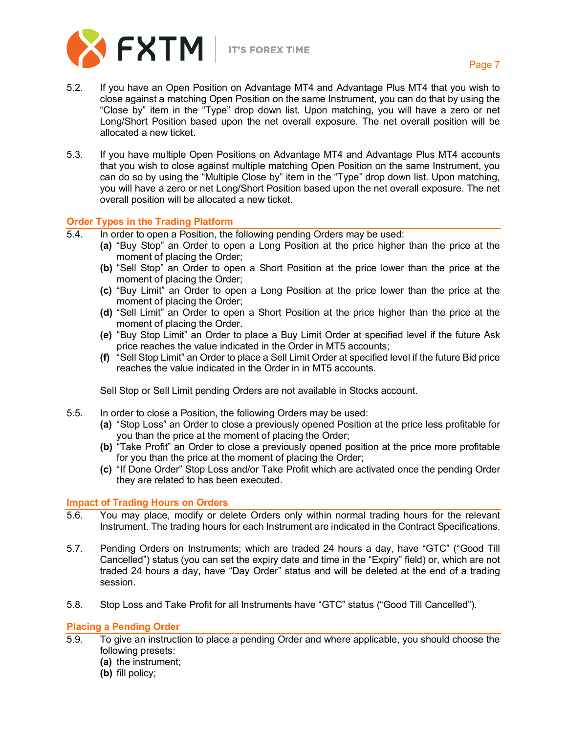5.2. If you have an Open Position on Advantage MT4 and Advantage Plus MT4 that you wish to close against a matching Open Position on the same Instrument, you can do that by using the "Close by" item in the "Type" drop down list. Upon matching, you will have a zero or net Long/Short Position based upon the net overall exposure. The net overall position will be allocated a new ticket.

5.3. If you have multiple Open Positions on Advantage MT4 and Advantage Plus MT4 accounts that you wish to close against multiple matching Open Position on the same Instrument, you can do so by using the "Multiple Close by" item in the "Type" drop down list. Upon matching, you will have a zero or net Long/Short Position based upon the net overall exposure. The net overall position will be allocated a new ticket.

## Order Types in the Trading Platform

5.4. In order to open a Position, the following pending Orders may be used:

**(a)** "Buy Stop" an Order to open a Long Position at the price higher than the price at the moment of placing the Order;

**(b)** "Sell Stop" an Order to open a Short Position at the price lower than the price at the moment of placing the Order;

**(c)** "Buy Limit" an Order to open a Long Position at the price lower than the price at the moment of placing the Order;

**(d)** "Sell Limit" an Order to open a Short Position at the price higher than the price at the moment of placing the Order.

**(e)** "Buy Stop Limit" an Order to place a Buy Limit Order at specified level if the future Ask price reaches the value indicated in the Order in MT5 accounts;

**(f)** "Sell Stop Limit" an Order to place a Sell Limit Order at specified level if the future Bid price reaches the value indicated in the Order in in MT5 accounts.

Sell Stop or Sell Limit pending Orders are not available in Stocks account.

5.5. In order to close a Position, the following Orders may be used:

**(a)** "Stop Loss" an Order to close a previously opened Position at the price less profitable for you than the price at the moment of placing the Order;

**(b)** "Take Profit" an Order to close a previously opened position at the price more profitable for you than the price at the moment of placing the Order;

**(c)** "If Done Order" Stop Loss and/or Take Profit which are activated once the pending Order they are related to has been executed.

## Impact of Trading Hours on Orders

5.6. You may place, modify or delete Orders only within normal trading hours for the relevant Instrument. The trading hours for each Instrument are indicated in the Contract Specifications.

5.7. Pending Orders on Instruments; which are traded 24 hours a day, have "GTC" ("Good Till Cancelled") status (you can set the expiry date and time in the "Expiry" field) or, which are not traded 24 hours a day, have "Day Order" status and will be deleted at the end of a trading session.

5.8. Stop Loss and Take Profit for all Instruments have "GTC" status ("Good Till Cancelled").

## Placing a Pending Order

5.9. To give an instruction to place a pending Order and where applicable, you should choose the following presets:

**(a)** the instrument;

**(b)** fill policy;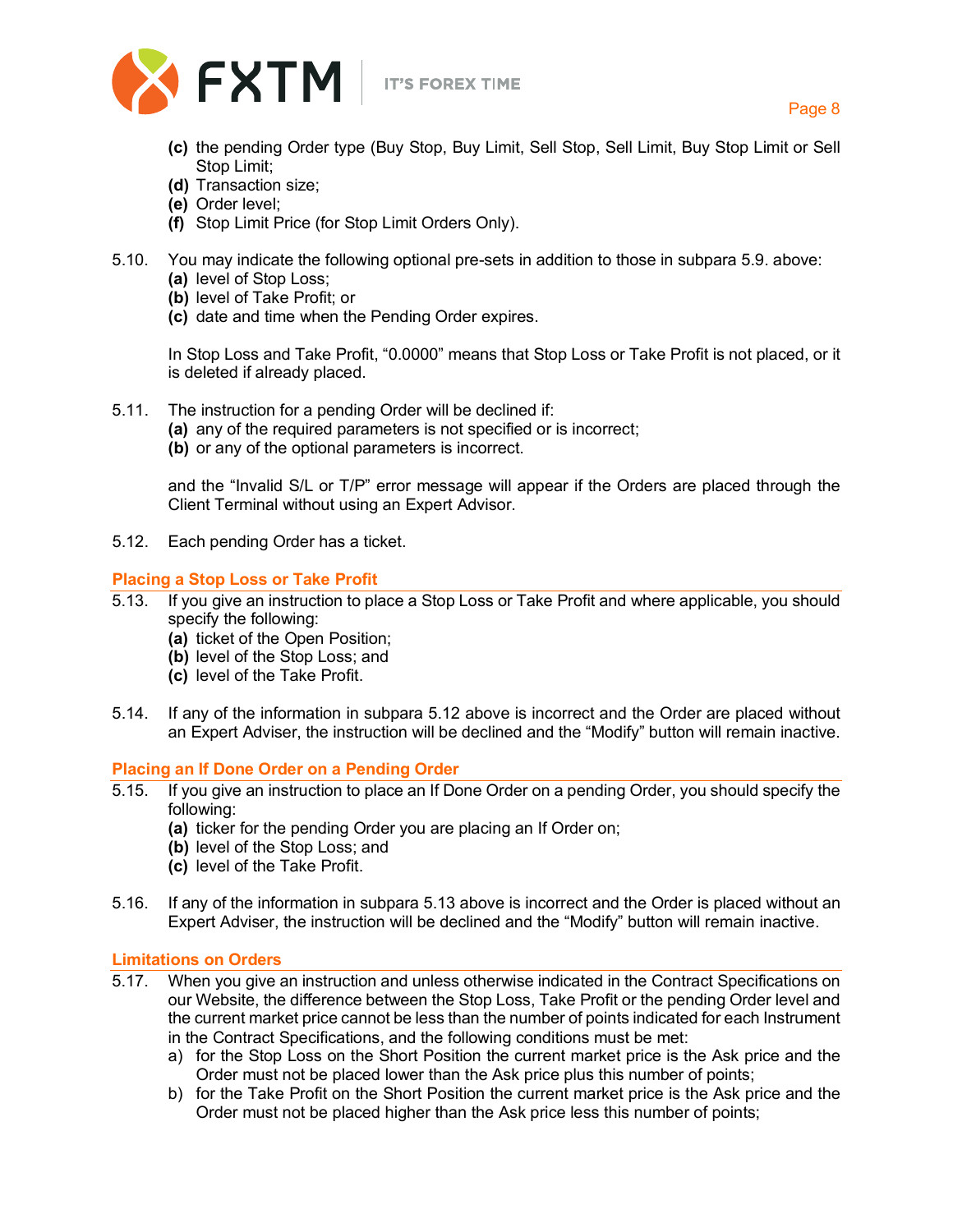**(c)** the pending Order type (Buy Stop, Buy Limit, Sell Stop, Sell Limit, Buy Stop Limit or Sell Stop Limit;
**(d)** Transaction size;
**(e)** Order level;
**(f)** Stop Limit Price (for Stop Limit Orders Only).

5.10. You may indicate the following optional pre-sets in addition to those in subpara 5.9. above:
**(a)** level of Stop Loss;
**(b)** level of Take Profit; or
**(c)** date and time when the Pending Order expires.

In Stop Loss and Take Profit, "0.0000" means that Stop Loss or Take Profit is not placed, or it is deleted if already placed.

5.11. The instruction for a pending Order will be declined if:
**(a)** any of the required parameters is not specified or is incorrect;
**(b)** or any of the optional parameters is incorrect.

and the "Invalid S/L or T/P" error message will appear if the Orders are placed through the Client Terminal without using an Expert Advisor.

5.12. Each pending Order has a ticket.

### Placing a Stop Loss or Take Profit

5.13. If you give an instruction to place a Stop Loss or Take Profit and where applicable, you should specify the following:
**(a)** ticket of the Open Position;
**(b)** level of the Stop Loss; and
**(c)** level of the Take Profit.

5.14. If any of the information in subpara 5.12 above is incorrect and the Order are placed without an Expert Adviser, the instruction will be declined and the "Modify" button will remain inactive.

### Placing an If Done Order on a Pending Order

5.15. If you give an instruction to place an If Done Order on a pending Order, you should specify the following:
**(a)** ticker for the pending Order you are placing an If Order on;
**(b)** level of the Stop Loss; and
**(c)** level of the Take Profit.

5.16. If any of the information in subpara 5.13 above is incorrect and the Order is placed without an Expert Adviser, the instruction will be declined and the "Modify" button will remain inactive.

### Limitations on Orders

5.17. When you give an instruction and unless otherwise indicated in the Contract Specifications on our Website, the difference between the Stop Loss, Take Profit or the pending Order level and the current market price cannot be less than the number of points indicated for each Instrument in the Contract Specifications, and the following conditions must be met:
a) for the Stop Loss on the Short Position the current market price is the Ask price and the Order must not be placed lower than the Ask price plus this number of points;
b) for the Take Profit on the Short Position the current market price is the Ask price and the Order must not be placed higher than the Ask price less this number of points;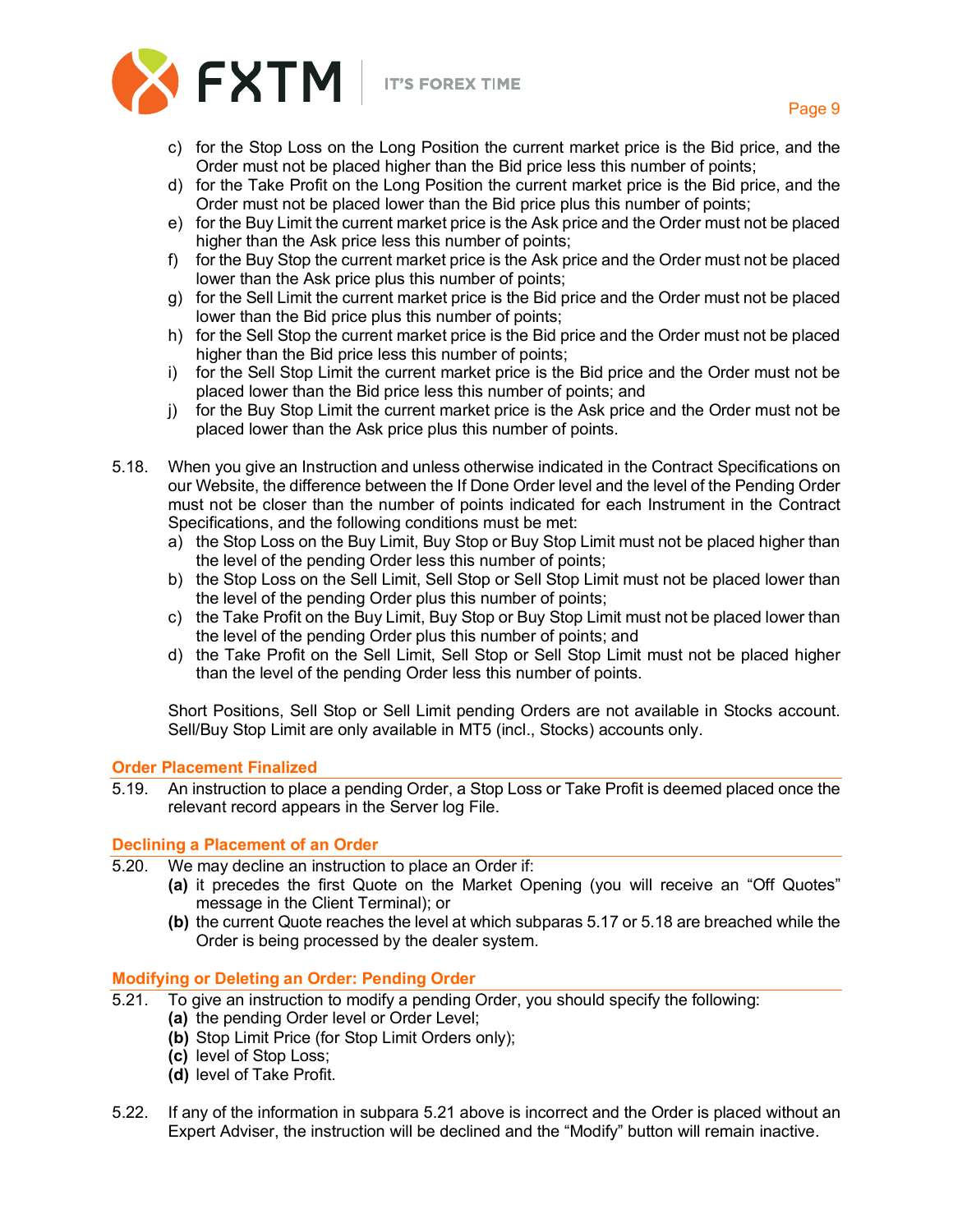c) for the Stop Loss on the Long Position the current market price is the Bid price, and the Order must not be placed higher than the Bid price less this number of points;
d) for the Take Profit on the Long Position the current market price is the Bid price, and the Order must not be placed lower than the Bid price plus this number of points;
e) for the Buy Limit the current market price is the Ask price and the Order must not be placed higher than the Ask price less this number of points;
f) for the Buy Stop the current market price is the Ask price and the Order must not be placed lower than the Ask price plus this number of points;
g) for the Sell Limit the current market price is the Bid price and the Order must not be placed lower than the Bid price plus this number of points;
h) for the Sell Stop the current market price is the Bid price and the Order must not be placed higher than the Bid price less this number of points;
i) for the Sell Stop Limit the current market price is the Bid price and the Order must not be placed lower than the Bid price less this number of points; and
j) for the Buy Stop Limit the current market price is the Ask price and the Order must not be placed lower than the Ask price plus this number of points.

5.18. When you give an Instruction and unless otherwise indicated in the Contract Specifications on our Website, the difference between the If Done Order level and the level of the Pending Order must not be closer than the number of points indicated for each Instrument in the Contract Specifications, and the following conditions must be met:

a) the Stop Loss on the Buy Limit, Buy Stop or Buy Stop Limit must not be placed higher than the level of the pending Order less this number of points;
b) the Stop Loss on the Sell Limit, Sell Stop or Sell Stop Limit must not be placed lower than the level of the pending Order plus this number of points;
c) the Take Profit on the Buy Limit, Buy Stop or Buy Stop Limit must not be placed lower than the level of the pending Order plus this number of points; and
d) the Take Profit on the Sell Limit, Sell Stop or Sell Stop Limit must not be placed higher than the level of the pending Order less this number of points.

Short Positions, Sell Stop or Sell Limit pending Orders are not available in Stocks account. Sell/Buy Stop Limit are only available in MT5 (incl., Stocks) accounts only.

### Order Placement Finalized

5.19. An instruction to place a pending Order, a Stop Loss or Take Profit is deemed placed once the relevant record appears in the Server log File.

### Declining a Placement of an Order

5.20. We may decline an instruction to place an Order if:

**(a)** it precedes the first Quote on the Market Opening (you will receive an "Off Quotes" message in the Client Terminal); or
**(b)** the current Quote reaches the level at which subparas 5.17 or 5.18 are breached while the Order is being processed by the dealer system.

### Modifying or Deleting an Order: Pending Order

5.21. To give an instruction to modify a pending Order, you should specify the following:

**(a)** the pending Order level or Order Level;
**(b)** Stop Limit Price (for Stop Limit Orders only);
**(c)** level of Stop Loss;
**(d)** level of Take Profit.

5.22. If any of the information in subpara 5.21 above is incorrect and the Order is placed without an Expert Adviser, the instruction will be declined and the "Modify" button will remain inactive.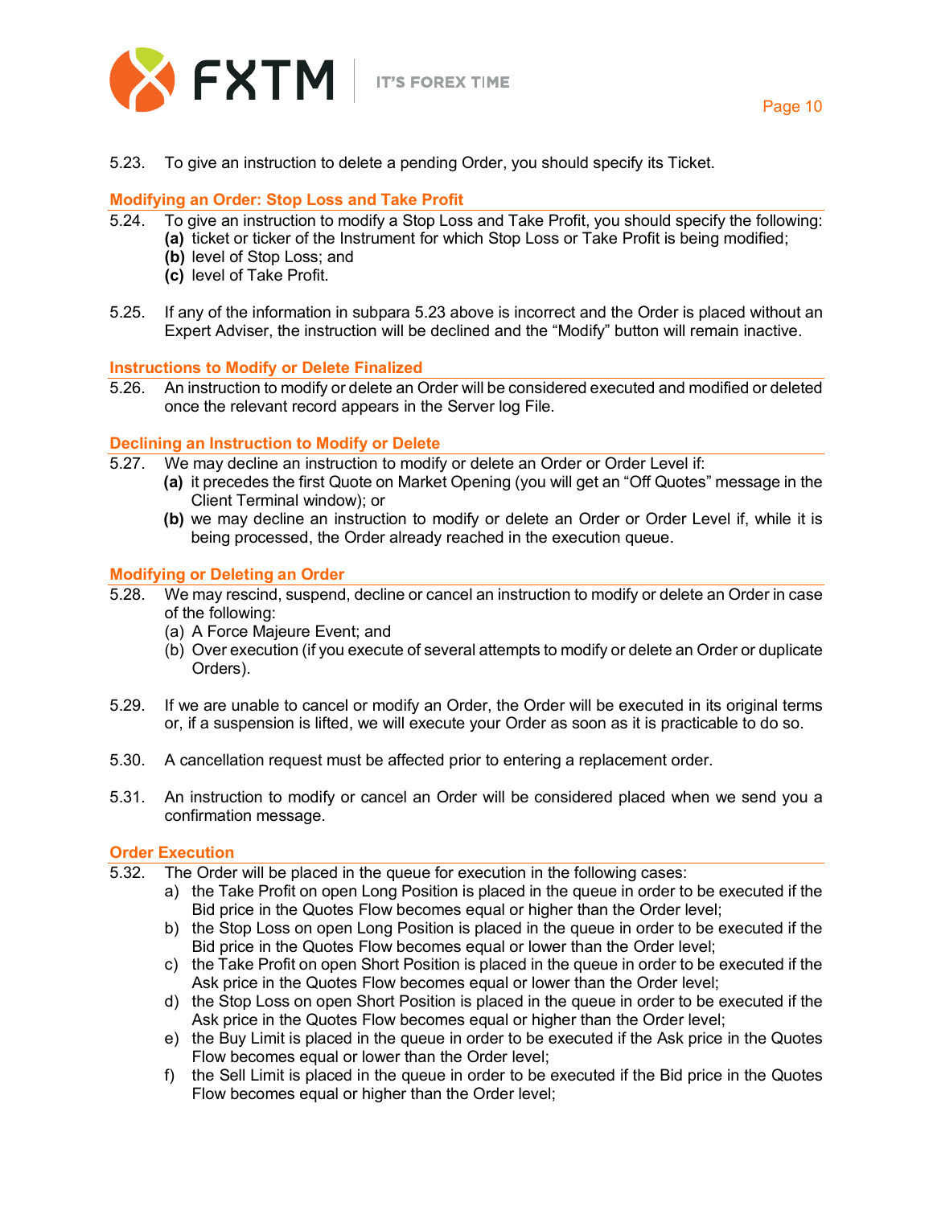5.23. To give an instruction to delete a pending Order, you should specify its Ticket.

### Modifying an Order: Stop Loss and Take Profit

5.24. To give an instruction to modify a Stop Loss and Take Profit, you should specify the following:
   **(a)** ticket or ticker of the Instrument for which Stop Loss or Take Profit is being modified;
   **(b)** level of Stop Loss; and
   **(c)** level of Take Profit.

5.25. If any of the information in subpara 5.23 above is incorrect and the Order is placed without an Expert Adviser, the instruction will be declined and the "Modify" button will remain inactive.

### Instructions to Modify or Delete Finalized

5.26. An instruction to modify or delete an Order will be considered executed and modified or deleted once the relevant record appears in the Server log File.

### Declining an Instruction to Modify or Delete

5.27. We may decline an instruction to modify or delete an Order or Order Level if:
   **(a)** it precedes the first Quote on Market Opening (you will get an "Off Quotes" message in the Client Terminal window); or
   **(b)** we may decline an instruction to modify or delete an Order or Order Level if, while it is being processed, the Order already reached in the execution queue.

### Modifying or Deleting an Order

5.28. We may rescind, suspend, decline or cancel an instruction to modify or delete an Order in case of the following:
   (a) A Force Majeure Event; and
   (b) Over execution (if you execute of several attempts to modify or delete an Order or duplicate Orders).

5.29. If we are unable to cancel or modify an Order, the Order will be executed in its original terms or, if a suspension is lifted, we will execute your Order as soon as it is practicable to do so.

5.30. A cancellation request must be affected prior to entering a replacement order.

5.31. An instruction to modify or cancel an Order will be considered placed when we send you a confirmation message.

### Order Execution

5.32. The Order will be placed in the queue for execution in the following cases:
   a) the Take Profit on open Long Position is placed in the queue in order to be executed if the Bid price in the Quotes Flow becomes equal or higher than the Order level;
   b) the Stop Loss on open Long Position is placed in the queue in order to be executed if the Bid price in the Quotes Flow becomes equal or lower than the Order level;
   c) the Take Profit on open Short Position is placed in the queue in order to be executed if the Ask price in the Quotes Flow becomes equal or lower than the Order level;
   d) the Stop Loss on open Short Position is placed in the queue in order to be executed if the Ask price in the Quotes Flow becomes equal or higher than the Order level;
   e) the Buy Limit is placed in the queue in order to be executed if the Ask price in the Quotes Flow becomes equal or lower than the Order level;
   f) the Sell Limit is placed in the queue in order to be executed if the Bid price in the Quotes Flow becomes equal or higher than the Order level;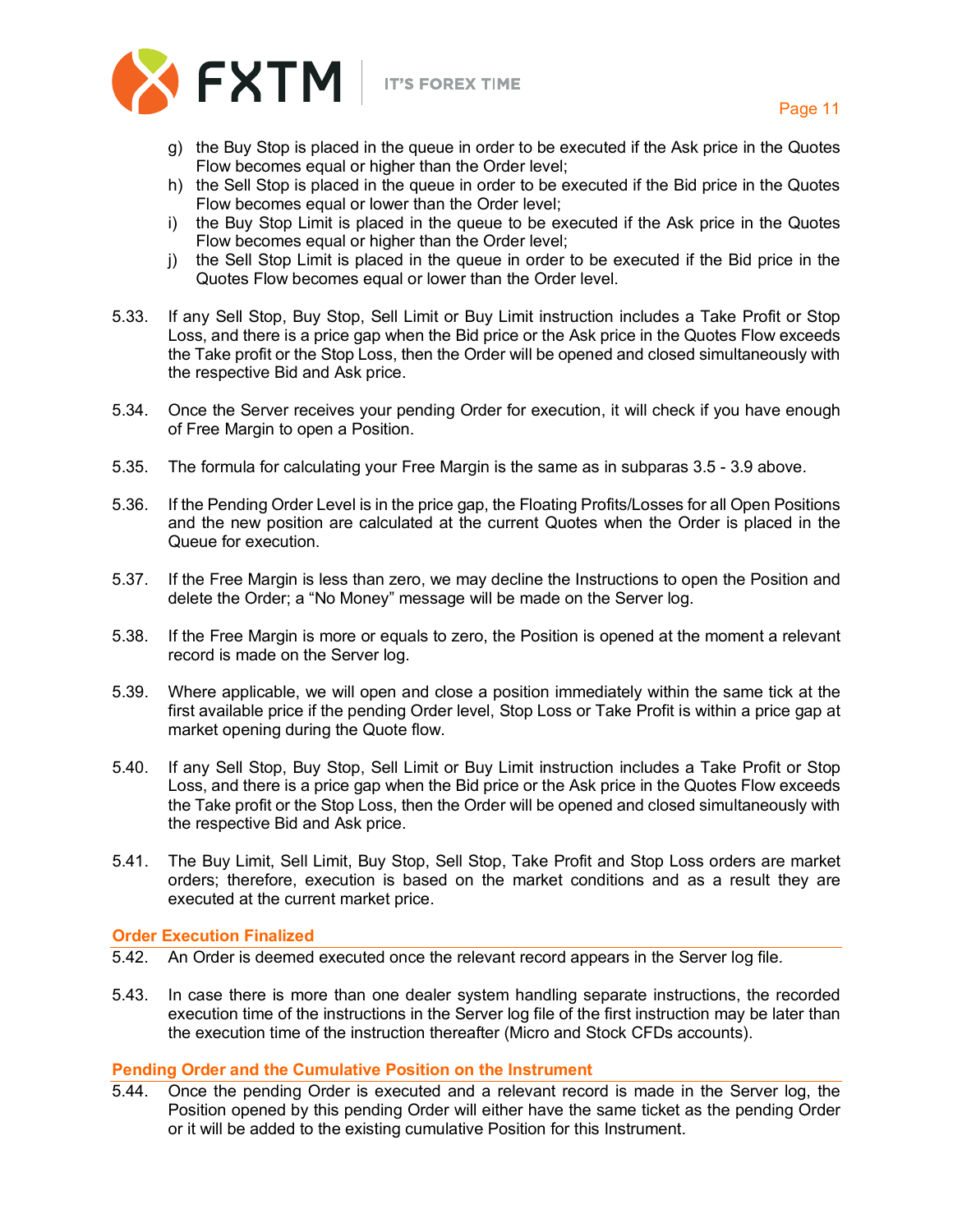g) the Buy Stop is placed in the queue in order to be executed if the Ask price in the Quotes Flow becomes equal or higher than the Order level;
h) the Sell Stop is placed in the queue in order to be executed if the Bid price in the Quotes Flow becomes equal or lower than the Order level;
i) the Buy Stop Limit is placed in the queue to be executed if the Ask price in the Quotes Flow becomes equal or higher than the Order level;
j) the Sell Stop Limit is placed in the queue in order to be executed if the Bid price in the Quotes Flow becomes equal or lower than the Order level.

5.33. If any Sell Stop, Buy Stop, Sell Limit or Buy Limit instruction includes a Take Profit or Stop Loss, and there is a price gap when the Bid price or the Ask price in the Quotes Flow exceeds the Take profit or the Stop Loss, then the Order will be opened and closed simultaneously with the respective Bid and Ask price.

5.34. Once the Server receives your pending Order for execution, it will check if you have enough of Free Margin to open a Position.

5.35. The formula for calculating your Free Margin is the same as in subparas 3.5 - 3.9 above.

5.36. If the Pending Order Level is in the price gap, the Floating Profits/Losses for all Open Positions and the new position are calculated at the current Quotes when the Order is placed in the Queue for execution.

5.37. If the Free Margin is less than zero, we may decline the Instructions to open the Position and delete the Order; a "No Money" message will be made on the Server log.

5.38. If the Free Margin is more or equals to zero, the Position is opened at the moment a relevant record is made on the Server log.

5.39. Where applicable, we will open and close a position immediately within the same tick at the first available price if the pending Order level, Stop Loss or Take Profit is within a price gap at market opening during the Quote flow.

5.40. If any Sell Stop, Buy Stop, Sell Limit or Buy Limit instruction includes a Take Profit or Stop Loss, and there is a price gap when the Bid price or the Ask price in the Quotes Flow exceeds the Take profit or the Stop Loss, then the Order will be opened and closed simultaneously with the respective Bid and Ask price.

5.41. The Buy Limit, Sell Limit, Buy Stop, Sell Stop, Take Profit and Stop Loss orders are market orders; therefore, execution is based on the market conditions and as a result they are executed at the current market price.

## Order Execution Finalized

5.42. An Order is deemed executed once the relevant record appears in the Server log file.

5.43. In case there is more than one dealer system handling separate instructions, the recorded execution time of the instructions in the Server log file of the first instruction may be later than the execution time of the instruction thereafter (Micro and Stock CFDs accounts).

## Pending Order and the Cumulative Position on the Instrument

5.44. Once the pending Order is executed and a relevant record is made in the Server log, the Position opened by this pending Order will either have the same ticket as the pending Order or it will be added to the existing cumulative Position for this Instrument.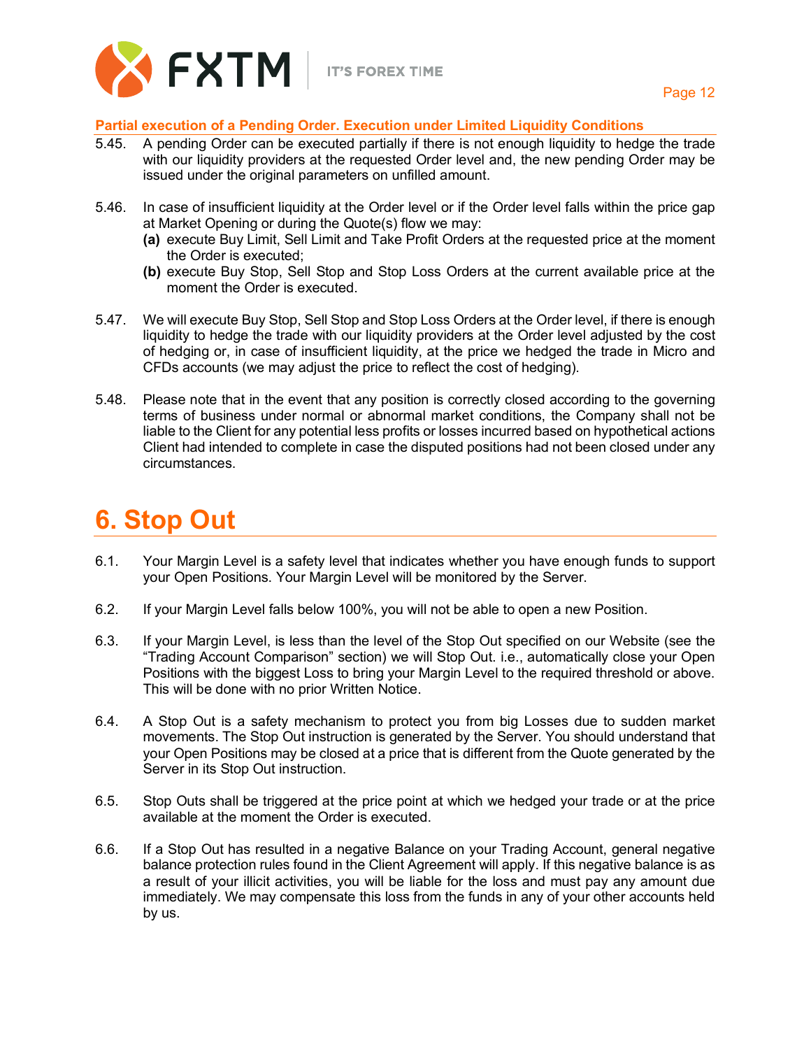### Partial execution of a Pending Order. Execution under Limited Liquidity Conditions

5.45. A pending Order can be executed partially if there is not enough liquidity to hedge the trade with our liquidity providers at the requested Order level and, the new pending Order may be issued under the original parameters on unfilled amount.

5.46. In case of insufficient liquidity at the Order level or if the Order level falls within the price gap at Market Opening or during the Quote(s) flow we may:

**(a)** execute Buy Limit, Sell Limit and Take Profit Orders at the requested price at the moment the Order is executed;

**(b)** execute Buy Stop, Sell Stop and Stop Loss Orders at the current available price at the moment the Order is executed.

5.47. We will execute Buy Stop, Sell Stop and Stop Loss Orders at the Order level, if there is enough liquidity to hedge the trade with our liquidity providers at the Order level adjusted by the cost of hedging or, in case of insufficient liquidity, at the price we hedged the trade in Micro and CFDs accounts (we may adjust the price to reflect the cost of hedging).

5.48. Please note that in the event that any position is correctly closed according to the governing terms of business under normal or abnormal market conditions, the Company shall not be liable to the Client for any potential less profits or losses incurred based on hypothetical actions Client had intended to complete in case the disputed positions had not been closed under any circumstances.

# 6. Stop Out

6.1. Your Margin Level is a safety level that indicates whether you have enough funds to support your Open Positions. Your Margin Level will be monitored by the Server.

6.2. If your Margin Level falls below 100%, you will not be able to open a new Position.

6.3. If your Margin Level, is less than the level of the Stop Out specified on our Website (see the "Trading Account Comparison" section) we will Stop Out. i.e., automatically close your Open Positions with the biggest Loss to bring your Margin Level to the required threshold or above. This will be done with no prior Written Notice.

6.4. A Stop Out is a safety mechanism to protect you from big Losses due to sudden market movements. The Stop Out instruction is generated by the Server. You should understand that your Open Positions may be closed at a price that is different from the Quote generated by the Server in its Stop Out instruction.

6.5. Stop Outs shall be triggered at the price point at which we hedged your trade or at the price available at the moment the Order is executed.

6.6. If a Stop Out has resulted in a negative Balance on your Trading Account, general negative balance protection rules found in the Client Agreement will apply. If this negative balance is as a result of your illicit activities, you will be liable for the loss and must pay any amount due immediately. We may compensate this loss from the funds in any of your other accounts held by us.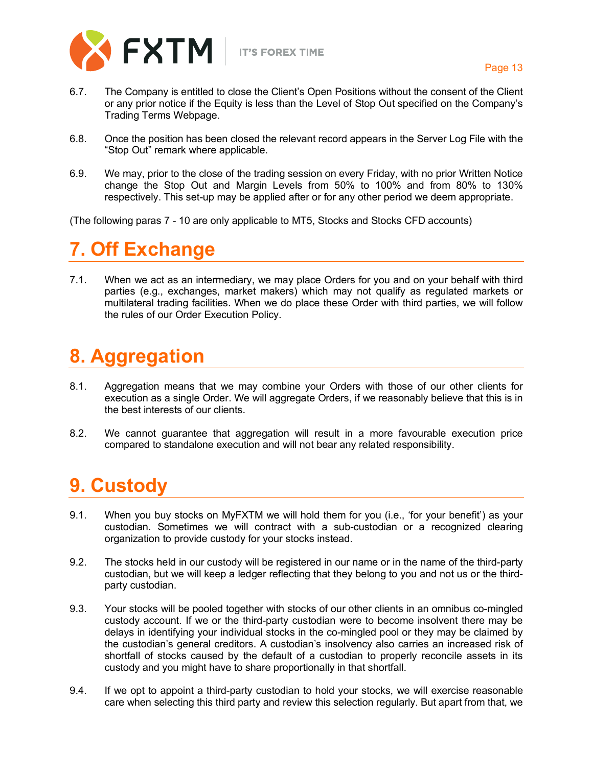6.7. The Company is entitled to close the Client's Open Positions without the consent of the Client or any prior notice if the Equity is less than the Level of Stop Out specified on the Company's Trading Terms Webpage.

6.8. Once the position has been closed the relevant record appears in the Server Log File with the "Stop Out" remark where applicable.

6.9. We may, prior to the close of the trading session on every Friday, with no prior Written Notice change the Stop Out and Margin Levels from 50% to 100% and from 80% to 130% respectively. This set-up may be applied after or for any other period we deem appropriate.

(The following paras 7 - 10 are only applicable to MT5, Stocks and Stocks CFD accounts)

# 7. Off Exchange

7.1. When we act as an intermediary, we may place Orders for you and on your behalf with third parties (e.g., exchanges, market makers) which may not qualify as regulated markets or multilateral trading facilities. When we do place these Order with third parties, we will follow the rules of our Order Execution Policy.

# 8. Aggregation

8.1. Aggregation means that we may combine your Orders with those of our other clients for execution as a single Order. We will aggregate Orders, if we reasonably believe that this is in the best interests of our clients.

8.2. We cannot guarantee that aggregation will result in a more favourable execution price compared to standalone execution and will not bear any related responsibility.

# 9. Custody

9.1. When you buy stocks on MyFXTM we will hold them for you (i.e., 'for your benefit') as your custodian. Sometimes we will contract with a sub-custodian or a recognized clearing organization to provide custody for your stocks instead.

9.2. The stocks held in our custody will be registered in our name or in the name of the third-party custodian, but we will keep a ledger reflecting that they belong to you and not us or the third-party custodian.

9.3. Your stocks will be pooled together with stocks of our other clients in an omnibus co-mingled custody account. If we or the third-party custodian were to become insolvent there may be delays in identifying your individual stocks in the co-mingled pool or they may be claimed by the custodian's general creditors. A custodian's insolvency also carries an increased risk of shortfall of stocks caused by the default of a custodian to properly reconcile assets in its custody and you might have to share proportionally in that shortfall.

9.4. If we opt to appoint a third-party custodian to hold your stocks, we will exercise reasonable care when selecting this third party and review this selection regularly. But apart from that, we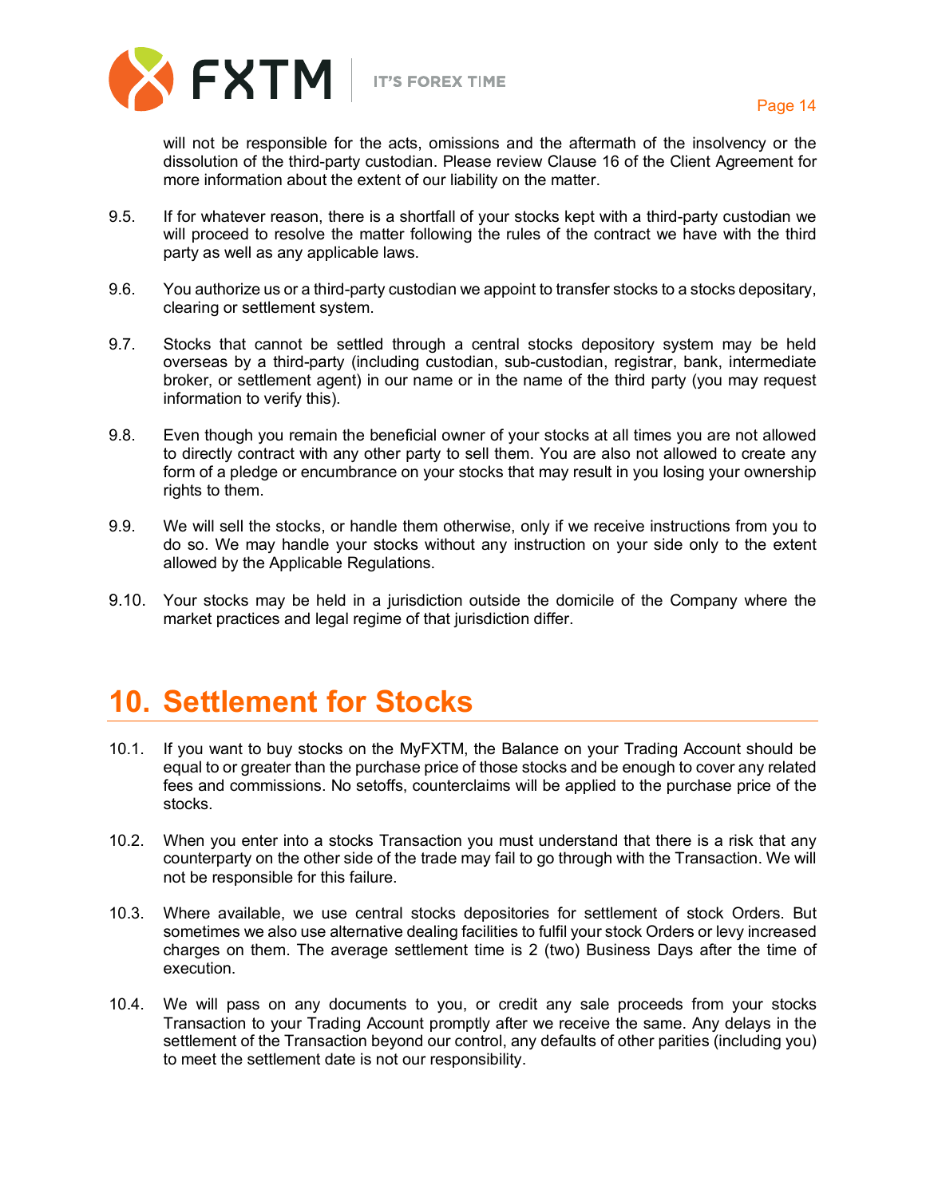will not be responsible for the acts, omissions and the aftermath of the insolvency or the dissolution of the third-party custodian. Please review Clause 16 of the Client Agreement for more information about the extent of our liability on the matter.

9.5. If for whatever reason, there is a shortfall of your stocks kept with a third-party custodian we will proceed to resolve the matter following the rules of the contract we have with the third party as well as any applicable laws.

9.6. You authorize us or a third-party custodian we appoint to transfer stocks to a stocks depositary, clearing or settlement system.

9.7. Stocks that cannot be settled through a central stocks depository system may be held overseas by a third-party (including custodian, sub-custodian, registrar, bank, intermediate broker, or settlement agent) in our name or in the name of the third party (you may request information to verify this).

9.8. Even though you remain the beneficial owner of your stocks at all times you are not allowed to directly contract with any other party to sell them. You are also not allowed to create any form of a pledge or encumbrance on your stocks that may result in you losing your ownership rights to them.

9.9. We will sell the stocks, or handle them otherwise, only if we receive instructions from you to do so. We may handle your stocks without any instruction on your side only to the extent allowed by the Applicable Regulations.

9.10. Your stocks may be held in a jurisdiction outside the domicile of the Company where the market practices and legal regime of that jurisdiction differ.

# 10. Settlement for Stocks

10.1. If you want to buy stocks on the MyFXTM, the Balance on your Trading Account should be equal to or greater than the purchase price of those stocks and be enough to cover any related fees and commissions. No setoffs, counterclaims will be applied to the purchase price of the stocks.

10.2. When you enter into a stocks Transaction you must understand that there is a risk that any counterparty on the other side of the trade may fail to go through with the Transaction. We will not be responsible for this failure.

10.3. Where available, we use central stocks depositories for settlement of stock Orders. But sometimes we also use alternative dealing facilities to fulfil your stock Orders or levy increased charges on them. The average settlement time is 2 (two) Business Days after the time of execution.

10.4. We will pass on any documents to you, or credit any sale proceeds from your stocks Transaction to your Trading Account promptly after we receive the same. Any delays in the settlement of the Transaction beyond our control, any defaults of other parities (including you) to meet the settlement date is not our responsibility.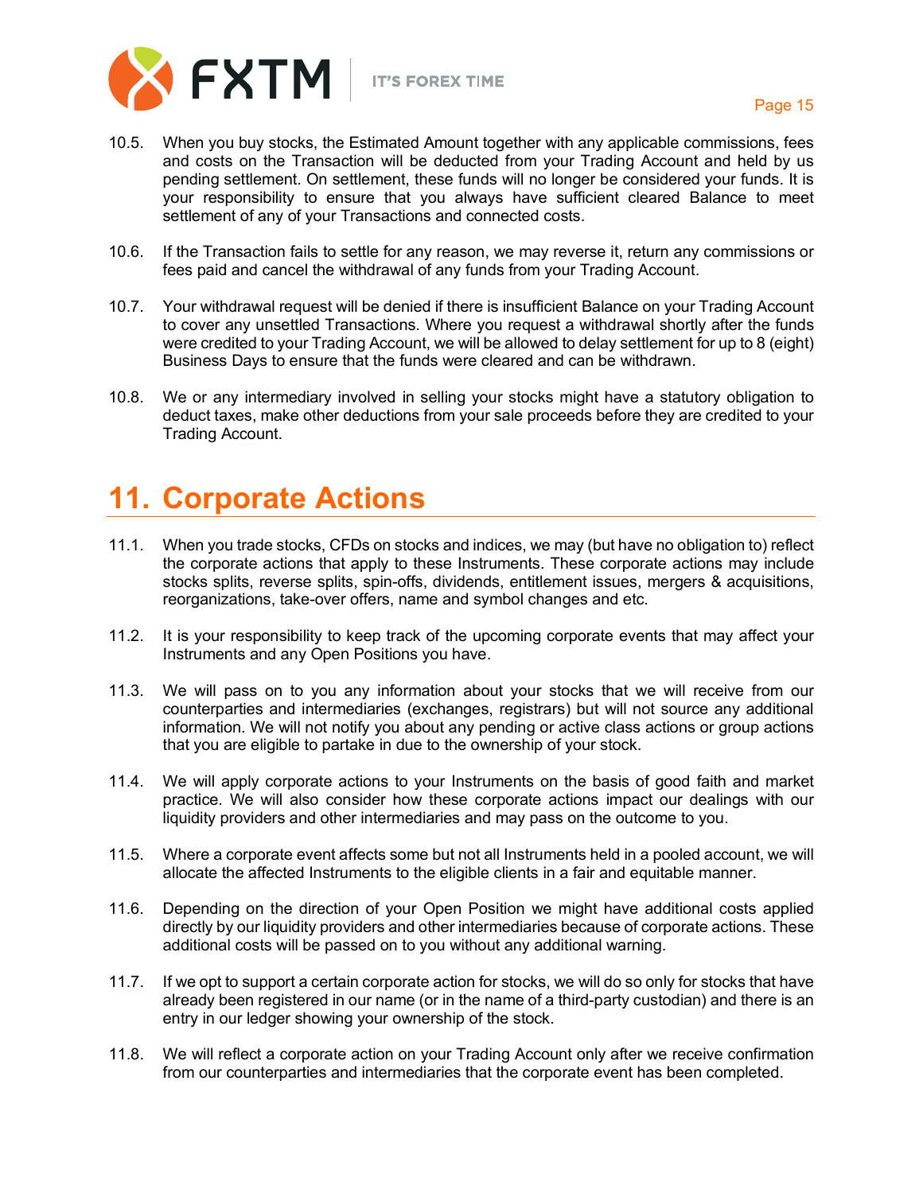10.5. When you buy stocks, the Estimated Amount together with any applicable commissions, fees and costs on the Transaction will be deducted from your Trading Account and held by us pending settlement. On settlement, these funds will no longer be considered your funds. It is your responsibility to ensure that you always have sufficient cleared Balance to meet settlement of any of your Transactions and connected costs.

10.6. If the Transaction fails to settle for any reason, we may reverse it, return any commissions or fees paid and cancel the withdrawal of any funds from your Trading Account.

10.7. Your withdrawal request will be denied if there is insufficient Balance on your Trading Account to cover any unsettled Transactions. Where you request a withdrawal shortly after the funds were credited to your Trading Account, we will be allowed to delay settlement for up to 8 (eight) Business Days to ensure that the funds were cleared and can be withdrawn.

10.8. We or any intermediary involved in selling your stocks might have a statutory obligation to deduct taxes, make other deductions from your sale proceeds before they are credited to your Trading Account.

# 11. Corporate Actions

11.1. When you trade stocks, CFDs on stocks and indices, we may (but have no obligation to) reflect the corporate actions that apply to these Instruments. These corporate actions may include stocks splits, reverse splits, spin-offs, dividends, entitlement issues, mergers & acquisitions, reorganizations, take-over offers, name and symbol changes and etc.

11.2. It is your responsibility to keep track of the upcoming corporate events that may affect your Instruments and any Open Positions you have.

11.3. We will pass on to you any information about your stocks that we will receive from our counterparties and intermediaries (exchanges, registrars) but will not source any additional information. We will not notify you about any pending or active class actions or group actions that you are eligible to partake in due to the ownership of your stock.

11.4. We will apply corporate actions to your Instruments on the basis of good faith and market practice. We will also consider how these corporate actions impact our dealings with our liquidity providers and other intermediaries and may pass on the outcome to you.

11.5. Where a corporate event affects some but not all Instruments held in a pooled account, we will allocate the affected Instruments to the eligible clients in a fair and equitable manner.

11.6. Depending on the direction of your Open Position we might have additional costs applied directly by our liquidity providers and other intermediaries because of corporate actions. These additional costs will be passed on to you without any additional warning.

11.7. If we opt to support a certain corporate action for stocks, we will do so only for stocks that have already been registered in our name (or in the name of a third-party custodian) and there is an entry in our ledger showing your ownership of the stock.

11.8. We will reflect a corporate action on your Trading Account only after we receive confirmation from our counterparties and intermediaries that the corporate event has been completed.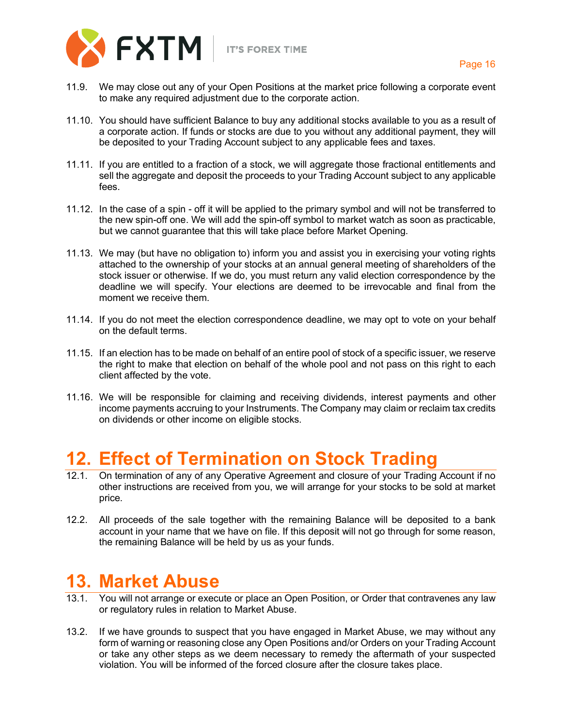11.9. We may close out any of your Open Positions at the market price following a corporate event to make any required adjustment due to the corporate action.

11.10. You should have sufficient Balance to buy any additional stocks available to you as a result of a corporate action. If funds or stocks are due to you without any additional payment, they will be deposited to your Trading Account subject to any applicable fees and taxes.

11.11. If you are entitled to a fraction of a stock, we will aggregate those fractional entitlements and sell the aggregate and deposit the proceeds to your Trading Account subject to any applicable fees.

11.12. In the case of a spin - off it will be applied to the primary symbol and will not be transferred to the new spin-off one. We will add the spin-off symbol to market watch as soon as practicable, but we cannot guarantee that this will take place before Market Opening.

11.13. We may (but have no obligation to) inform you and assist you in exercising your voting rights attached to the ownership of your stocks at an annual general meeting of shareholders of the stock issuer or otherwise. If we do, you must return any valid election correspondence by the deadline we will specify. Your elections are deemed to be irrevocable and final from the moment we receive them.

11.14. If you do not meet the election correspondence deadline, we may opt to vote on your behalf on the default terms.

11.15. If an election has to be made on behalf of an entire pool of stock of a specific issuer, we reserve the right to make that election on behalf of the whole pool and not pass on this right to each client affected by the vote.

11.16. We will be responsible for claiming and receiving dividends, interest payments and other income payments accruing to your Instruments. The Company may claim or reclaim tax credits on dividends or other income on eligible stocks.

# 12. Effect of Termination on Stock Trading

12.1. On termination of any of any Operative Agreement and closure of your Trading Account if no other instructions are received from you, we will arrange for your stocks to be sold at market price.

12.2. All proceeds of the sale together with the remaining Balance will be deposited to a bank account in your name that we have on file. If this deposit will not go through for some reason, the remaining Balance will be held by us as your funds.

# 13. Market Abuse

13.1. You will not arrange or execute or place an Open Position, or Order that contravenes any law or regulatory rules in relation to Market Abuse.

13.2. If we have grounds to suspect that you have engaged in Market Abuse, we may without any form of warning or reasoning close any Open Positions and/or Orders on your Trading Account or take any other steps as we deem necessary to remedy the aftermath of your suspected violation. You will be informed of the forced closure after the closure takes place.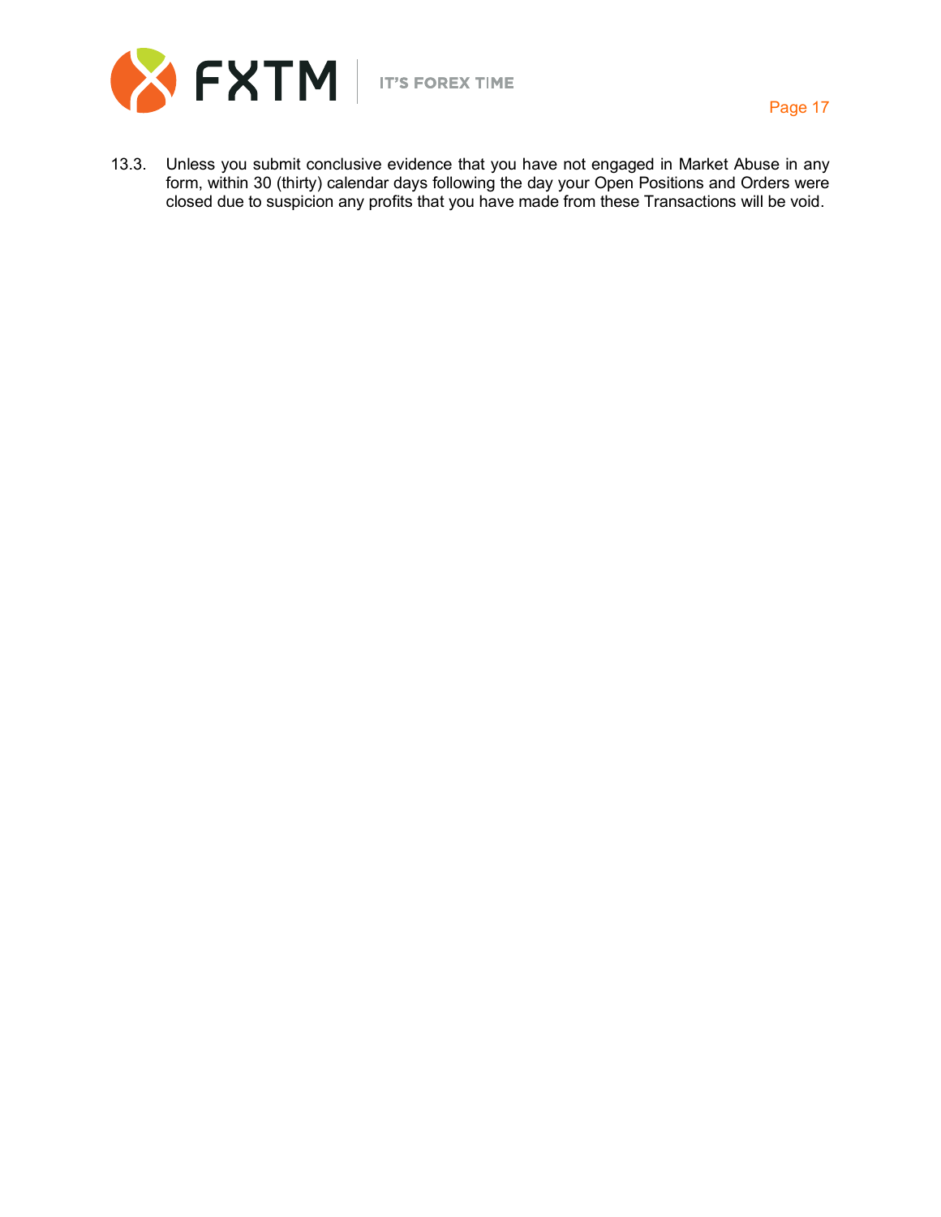13.3. Unless you submit conclusive evidence that you have not engaged in Market Abuse in any form, within 30 (thirty) calendar days following the day your Open Positions and Orders were closed due to suspicion any profits that you have made from these Transactions will be void.